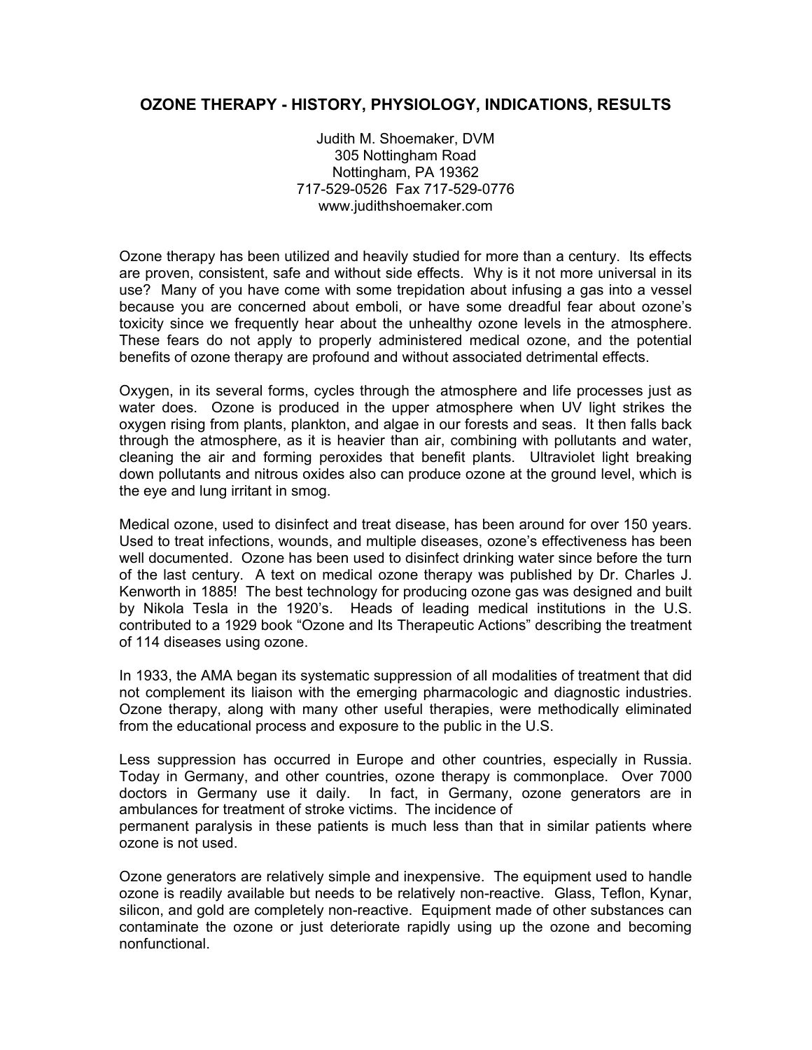# OZONE THERAPY - HISTORY, PHYSIOLOGY, INDICATIONS, RESULTS

Judith M. Shoemaker, DVM
305 Nottingham Road
Nottingham, PA 19362
717-529-0526 Fax 717-529-0776
www.judithshoemaker.com

Ozone therapy has been utilized and heavily studied for more than a century. Its effects are proven, consistent, safe and without side effects. Why is it not more universal in its use? Many of you have come with some trepidation about infusing a gas into a vessel because you are concerned about emboli, or have some dreadful fear about ozone's toxicity since we frequently hear about the unhealthy ozone levels in the atmosphere. These fears do not apply to properly administered medical ozone, and the potential benefits of ozone therapy are profound and without associated detrimental effects.

Oxygen, in its several forms, cycles through the atmosphere and life processes just as water does. Ozone is produced in the upper atmosphere when UV light strikes the oxygen rising from plants, plankton, and algae in our forests and seas. It then falls back through the atmosphere, as it is heavier than air, combining with pollutants and water, cleaning the air and forming peroxides that benefit plants. Ultraviolet light breaking down pollutants and nitrous oxides also can produce ozone at the ground level, which is the eye and lung irritant in smog.

Medical ozone, used to disinfect and treat disease, has been around for over 150 years. Used to treat infections, wounds, and multiple diseases, ozone's effectiveness has been well documented. Ozone has been used to disinfect drinking water since before the turn of the last century. A text on medical ozone therapy was published by Dr. Charles J. Kenworth in 1885! The best technology for producing ozone gas was designed and built by Nikola Tesla in the 1920's. Heads of leading medical institutions in the U.S. contributed to a 1929 book "Ozone and Its Therapeutic Actions" describing the treatment of 114 diseases using ozone.

In 1933, the AMA began its systematic suppression of all modalities of treatment that did not complement its liaison with the emerging pharmacologic and diagnostic industries. Ozone therapy, along with many other useful therapies, were methodically eliminated from the educational process and exposure to the public in the U.S.

Less suppression has occurred in Europe and other countries, especially in Russia. Today in Germany, and other countries, ozone therapy is commonplace. Over 7000 doctors in Germany use it daily. In fact, in Germany, ozone generators are in ambulances for treatment of stroke victims. The incidence of permanent paralysis in these patients is much less than that in similar patients where ozone is not used.

Ozone generators are relatively simple and inexpensive. The equipment used to handle ozone is readily available but needs to be relatively non-reactive. Glass, Teflon, Kynar, silicon, and gold are completely non-reactive. Equipment made of other substances can contaminate the ozone or just deteriorate rapidly using up the ozone and becoming nonfunctional.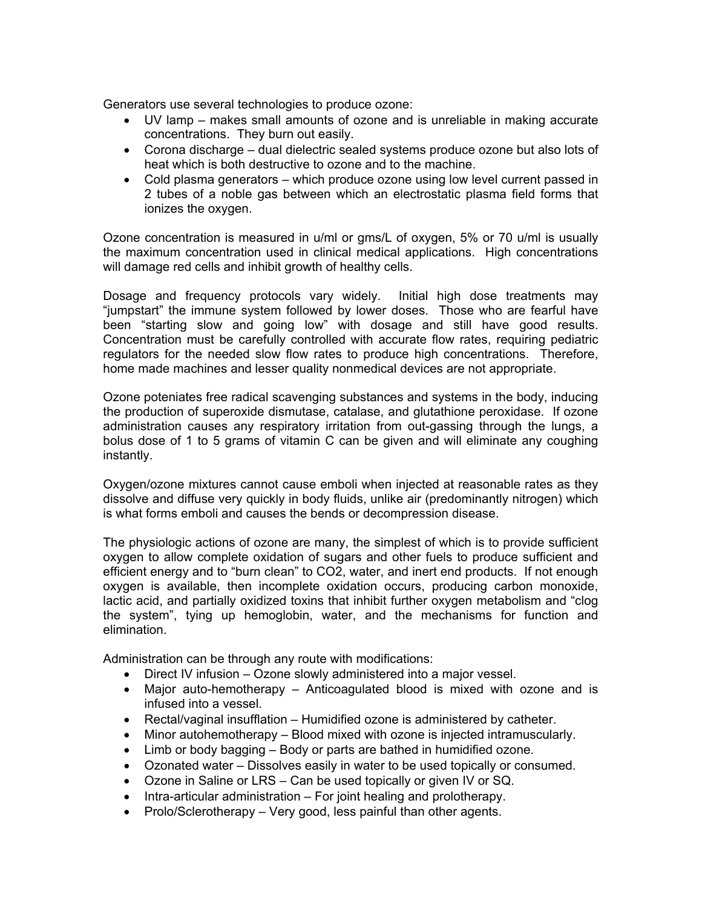Generators use several technologies to produce ozone:

- UV lamp – makes small amounts of ozone and is unreliable in making accurate concentrations. They burn out easily.
- Corona discharge – dual dielectric sealed systems produce ozone but also lots of heat which is both destructive to ozone and to the machine.
- Cold plasma generators – which produce ozone using low level current passed in 2 tubes of a noble gas between which an electrostatic plasma field forms that ionizes the oxygen.

Ozone concentration is measured in u/ml or gms/L of oxygen, 5% or 70 u/ml is usually the maximum concentration used in clinical medical applications. High concentrations will damage red cells and inhibit growth of healthy cells.

Dosage and frequency protocols vary widely. Initial high dose treatments may "jumpstart" the immune system followed by lower doses. Those who are fearful have been "starting slow and going low" with dosage and still have good results. Concentration must be carefully controlled with accurate flow rates, requiring pediatric regulators for the needed slow flow rates to produce high concentrations. Therefore, home made machines and lesser quality nonmedical devices are not appropriate.

Ozone poteniates free radical scavenging substances and systems in the body, inducing the production of superoxide dismutase, catalase, and glutathione peroxidase. If ozone administration causes any respiratory irritation from out-gassing through the lungs, a bolus dose of 1 to 5 grams of vitamin C can be given and will eliminate any coughing instantly.

Oxygen/ozone mixtures cannot cause emboli when injected at reasonable rates as they dissolve and diffuse very quickly in body fluids, unlike air (predominantly nitrogen) which is what forms emboli and causes the bends or decompression disease.

The physiologic actions of ozone are many, the simplest of which is to provide sufficient oxygen to allow complete oxidation of sugars and other fuels to produce sufficient and efficient energy and to "burn clean" to $CO_2$, water, and inert end products. If not enough oxygen is available, then incomplete oxidation occurs, producing carbon monoxide, lactic acid, and partially oxidized toxins that inhibit further oxygen metabolism and "clog the system", tying up hemoglobin, water, and the mechanisms for function and elimination.

Administration can be through any route with modifications:

- Direct IV infusion – Ozone slowly administered into a major vessel.
- Major auto-hemotherapy – Anticoagulated blood is mixed with ozone and is infused into a vessel.
- Rectal/vaginal insufflation – Humidified ozone is administered by catheter.
- Minor autohemotherapy – Blood mixed with ozone is injected intramuscularly.
- Limb or body bagging – Body or parts are bathed in humidified ozone.
- Ozonated water – Dissolves easily in water to be used topically or consumed.
- Ozone in Saline or LRS – Can be used topically or given IV or SQ.
- Intra-articular administration – For joint healing and prolotherapy.
- Prolo/Sclerotherapy – Very good, less painful than other agents.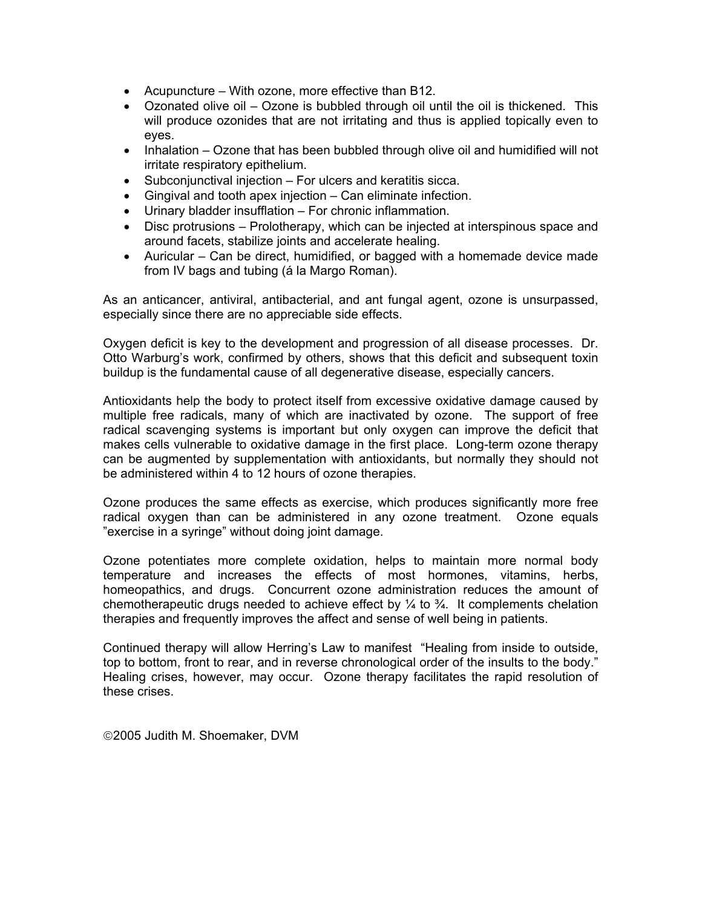- Acupuncture – With ozone, more effective than B12.
- Ozonated olive oil – Ozone is bubbled through oil until the oil is thickened. This will produce ozonides that are not irritating and thus is applied topically even to eyes.
- Inhalation – Ozone that has been bubbled through olive oil and humidified will not irritate respiratory epithelium.
- Subconjunctival injection – For ulcers and keratitis sicca.
- Gingival and tooth apex injection – Can eliminate infection.
- Urinary bladder insufflation – For chronic inflammation.
- Disc protrusions – Prolotherapy, which can be injected at interspinous space and around facets, stabilize joints and accelerate healing.
- Auricular – Can be direct, humidified, or bagged with a homemade device made from IV bags and tubing (á la Margo Roman).

As an anticancer, antiviral, antibacterial, and ant fungal agent, ozone is unsurpassed, especially since there are no appreciable side effects.

Oxygen deficit is key to the development and progression of all disease processes. Dr. Otto Warburg's work, confirmed by others, shows that this deficit and subsequent toxin buildup is the fundamental cause of all degenerative disease, especially cancers.

Antioxidants help the body to protect itself from excessive oxidative damage caused by multiple free radicals, many of which are inactivated by ozone. The support of free radical scavenging systems is important but only oxygen can improve the deficit that makes cells vulnerable to oxidative damage in the first place. Long-term ozone therapy can be augmented by supplementation with antioxidants, but normally they should not be administered within 4 to 12 hours of ozone therapies.

Ozone produces the same effects as exercise, which produces significantly more free radical oxygen than can be administered in any ozone treatment. Ozone equals "exercise in a syringe" without doing joint damage.

Ozone potentiates more complete oxidation, helps to maintain more normal body temperature and increases the effects of most hormones, vitamins, herbs, homeopathics, and drugs. Concurrent ozone administration reduces the amount of chemotherapeutic drugs needed to achieve effect by ¼ to ¾. It complements chelation therapies and frequently improves the affect and sense of well being in patients.

Continued therapy will allow Herring's Law to manifest "Healing from inside to outside, top to bottom, front to rear, and in reverse chronological order of the insults to the body." Healing crises, however, may occur. Ozone therapy facilitates the rapid resolution of these crises.

©2005 Judith M. Shoemaker, DVM